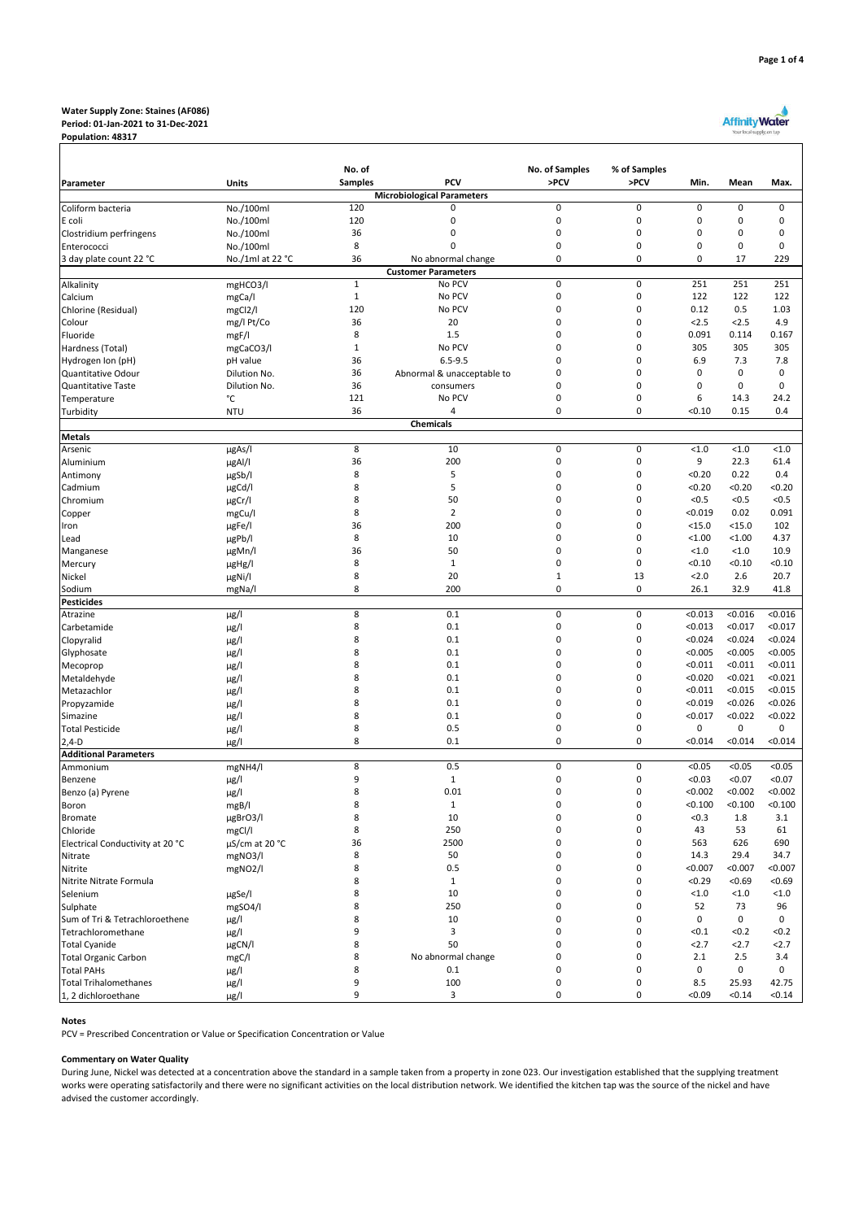**Water Supply Zone: Staines (AF086)**
**Period: 01-Jan-2021 to 31-Dec-2021**
**Population: 48317**

| Parameter | Units | No. of Samples | PCV | No. of Samples >PCV | % of Samples >PCV | Min. | Mean | Max. |
|---|---|---|---|---|---|---|---|---|
| **Microbiological Parameters** | | | | | | | | |
| Coliform bacteria | No./100ml | 120 | 0 | 0 | 0 | 0 | 0 | 0 |
| E coli | No./100ml | 120 | 0 | 0 | 0 | 0 | 0 | 0 |
| Clostridium perfringens | No./100ml | 36 | 0 | 0 | 0 | 0 | 0 | 0 |
| Enterococci | No./100ml | 8 | 0 | 0 | 0 | 0 | 0 | 0 |
| 3 day plate count 22 °C | No./1ml at 22 °C | 36 | No abnormal change | 0 | 0 | 0 | 17 | 229 |
| **Customer Parameters** | | | | | | | | |
| Alkalinity | mgHCO3/l | 1 | No PCV | 0 | 0 | 251 | 251 | 251 |
| Calcium | mgCa/l | 1 | No PCV | 0 | 0 | 122 | 122 | 122 |
| Chlorine (Residual) | mgCl2/l | 120 | No PCV | 0 | 0 | 0.12 | 0.5 | 1.03 |
| Colour | mg/l Pt/Co | 36 | 20 | 0 | 0 | <2.5 | <2.5 | 4.9 |
| Fluoride | mgF/l | 8 | 1.5 | 0 | 0 | 0.091 | 0.114 | 0.167 |
| Hardness (Total) | mgCaCO3/l | 1 | No PCV | 0 | 0 | 305 | 305 | 305 |
| Hydrogen Ion (pH) | pH value | 36 | 6.5-9.5 | 0 | 0 | 6.9 | 7.3 | 7.8 |
| Quantitative Odour | Dilution No. | 36 | Abnormal & unacceptable to | 0 | 0 | 0 | 0 | 0 |
| Quantitative Taste | Dilution No. | 36 | consumers | 0 | 0 | 0 | 0 | 0 |
| Temperature | °C | 121 | No PCV | 0 | 0 | 6 | 14.3 | 24.2 |
| Turbidity | NTU | 36 | 4 | 0 | 0 | <0.10 | 0.15 | 0.4 |
| **Chemicals** | | | | | | | | |
| **Metals** | | | | | | | | |
| Arsenic | µgAs/l | 8 | 10 | 0 | 0 | <1.0 | <1.0 | <1.0 |
| Aluminium | µgAl/l | 36 | 200 | 0 | 0 | 9 | 22.3 | 61.4 |
| Antimony | µgSb/l | 8 | 5 | 0 | 0 | <0.20 | 0.22 | 0.4 |
| Cadmium | µgCd/l | 8 | 5 | 0 | 0 | <0.20 | <0.20 | <0.20 |
| Chromium | µgCr/l | 8 | 50 | 0 | 0 | <0.5 | <0.5 | <0.5 |
| Copper | mgCu/l | 8 | 2 | 0 | 0 | <0.019 | 0.02 | 0.091 |
| Iron | µgFe/l | 36 | 200 | 0 | 0 | <15.0 | <15.0 | 102 |
| Lead | µgPb/l | 8 | 10 | 0 | 0 | <1.00 | <1.00 | 4.37 |
| Manganese | µgMn/l | 36 | 50 | 0 | 0 | <1.0 | <1.0 | 10.9 |
| Mercury | µgHg/l | 8 | 1 | 0 | 0 | <0.10 | <0.10 | <0.10 |
| Nickel | µgNi/l | 8 | 20 | 1 | 13 | <2.0 | 2.6 | 20.7 |
| Sodium | mgNa/l | 8 | 200 | 0 | 0 | 26.1 | 32.9 | 41.8 |
| **Pesticides** | | | | | | | | |
| Atrazine | µg/l | 8 | 0.1 | 0 | 0 | <0.013 | <0.016 | <0.016 |
| Carbetamide | µg/l | 8 | 0.1 | 0 | 0 | <0.013 | <0.017 | <0.017 |
| Clopyralid | µg/l | 8 | 0.1 | 0 | 0 | <0.024 | <0.024 | <0.024 |
| Glyphosate | µg/l | 8 | 0.1 | 0 | 0 | <0.005 | <0.005 | <0.005 |
| Mecoprop | µg/l | 8 | 0.1 | 0 | 0 | <0.011 | <0.011 | <0.011 |
| Metaldehyde | µg/l | 8 | 0.1 | 0 | 0 | <0.020 | <0.021 | <0.021 |
| Metazachlor | µg/l | 8 | 0.1 | 0 | 0 | <0.011 | <0.015 | <0.015 |
| Propyzamide | µg/l | 8 | 0.1 | 0 | 0 | <0.019 | <0.026 | <0.026 |
| Simazine | µg/l | 8 | 0.1 | 0 | 0 | <0.017 | <0.022 | <0.022 |
| Total Pesticide | µg/l | 8 | 0.5 | 0 | 0 | 0 | 0 | 0 |
| 2,4-D | µg/l | 8 | 0.1 | 0 | 0 | <0.014 | <0.014 | <0.014 |
| **Additional Parameters** | | | | | | | | |
| Ammonium | mgNH4/l | 8 | 0.5 | 0 | 0 | <0.05 | <0.05 | <0.05 |
| Benzene | µg/l | 9 | 1 | 0 | 0 | <0.03 | <0.07 | <0.07 |
| Benzo (a) Pyrene | µg/l | 8 | 0.01 | 0 | 0 | <0.002 | <0.002 | <0.002 |
| Boron | mgB/l | 8 | 1 | 0 | 0 | <0.100 | <0.100 | <0.100 |
| Bromate | µgBrO3/l | 8 | 10 | 0 | 0 | <0.3 | 1.8 | 3.1 |
| Chloride | mgCl/l | 8 | 250 | 0 | 0 | 43 | 53 | 61 |
| Electrical Conductivity at 20 °C | µS/cm at 20 °C | 36 | 2500 | 0 | 0 | 563 | 626 | 690 |
| Nitrate | mgNO3/l | 8 | 50 | 0 | 0 | 14.3 | 29.4 | 34.7 |
| Nitrite | mgNO2/l | 8 | 0.5 | 0 | 0 | <0.007 | <0.007 | <0.007 |
| Nitrite Nitrate Formula | | 8 | 1 | 0 | 0 | <0.29 | <0.69 | <0.69 |
| Selenium | µgSe/l | 8 | 10 | 0 | 0 | <1.0 | <1.0 | <1.0 |
| Sulphate | mgSO4/l | 8 | 250 | 0 | 0 | 52 | 73 | 96 |
| Sum of Tri & Tetrachloroethene | µg/l | 8 | 10 | 0 | 0 | 0 | 0 | 0 |
| Tetrachloromethane | µg/l | 9 | 3 | 0 | 0 | <0.1 | <0.2 | <0.2 |
| Total Cyanide | µgCN/l | 8 | 50 | 0 | 0 | <2.7 | <2.7 | <2.7 |
| Total Organic Carbon | mgC/l | 8 | No abnormal change | 0 | 0 | 2.1 | 2.5 | 3.4 |
| Total PAHs | µg/l | 8 | 0.1 | 0 | 0 | 0 | 0 | 0 |
| Total Trihalomethanes | µg/l | 9 | 100 | 0 | 0 | 8.5 | 25.93 | 42.75 |
| 1, 2 dichloroethane | µg/l | 9 | 3 | 0 | 0 | <0.09 | <0.14 | <0.14 |

**Notes**

PCV = Prescribed Concentration or Value or Specification Concentration or Value

**Commentary on Water Quality**

During June, Nickel was detected at a concentration above the standard in a sample taken from a property in zone 023. Our investigation established that the supplying treatment works were operating satisfactorily and there were no significant activities on the local distribution network. We identified the kitchen tap was the source of the nickel and have advised the customer accordingly.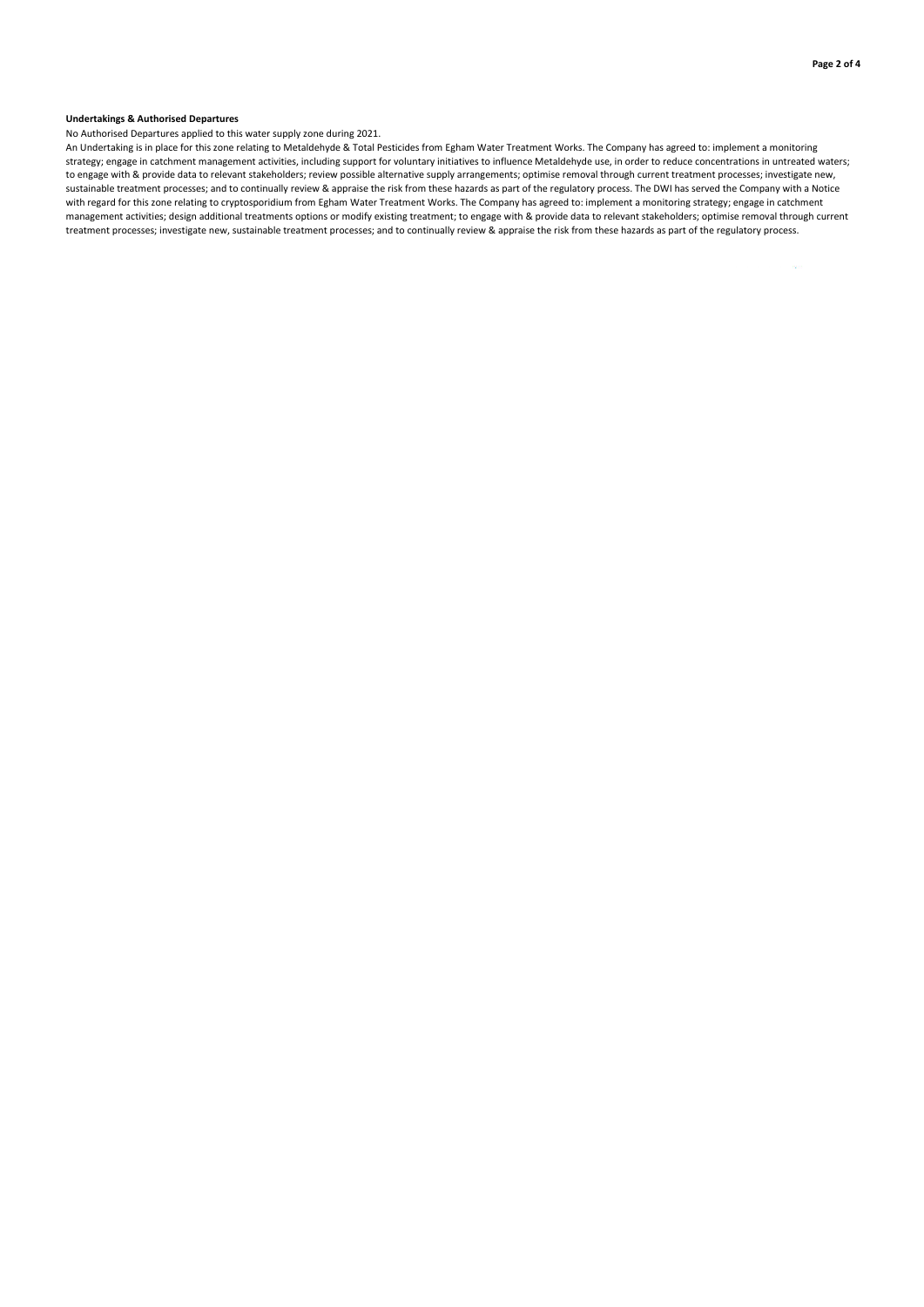**Undertakings & Authorised Departures**

No Authorised Departures applied to this water supply zone during 2021.

An Undertaking is in place for this zone relating to Metaldehyde & Total Pesticides from Egham Water Treatment Works. The Company has agreed to: implement a monitoring strategy; engage in catchment management activities, including support for voluntary initiatives to influence Metaldehyde use, in order to reduce concentrations in untreated waters; to engage with & provide data to relevant stakeholders; review possible alternative supply arrangements; optimise removal through current treatment processes; investigate new, sustainable treatment processes; and to continually review & appraise the risk from these hazards as part of the regulatory process. The DWI has served the Company with a Notice with regard for this zone relating to cryptosporidium from Egham Water Treatment Works. The Company has agreed to: implement a monitoring strategy; engage in catchment management activities; design additional treatments options or modify existing treatment; to engage with & provide data to relevant stakeholders; optimise removal through current treatment processes; investigate new, sustainable treatment processes; and to continually review & appraise the risk from these hazards as part of the regulatory process.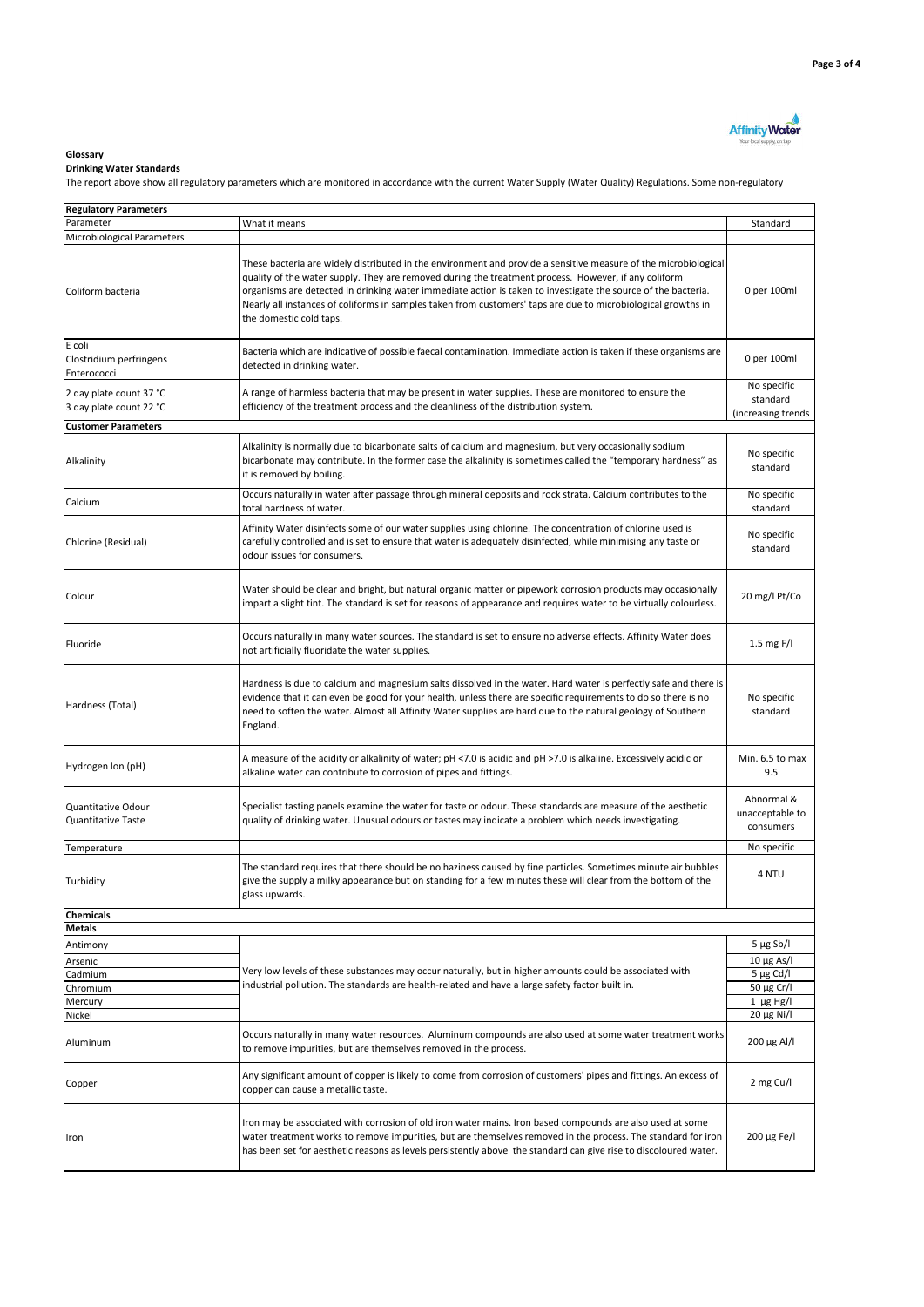**Glossary**

**Drinking Water Standards**

The report above show all regulatory parameters which are monitored in accordance with the current Water Supply (Water Quality) Regulations. Some non-regulatory

| **Regulatory Parameters** | | |
|---|---|---|
| Parameter | What it means | Standard |
| Microbiological Parameters | | |
| Coliform bacteria | These bacteria are widely distributed in the environment and provide a sensitive measure of the microbiological quality of the water supply. They are removed during the treatment process. However, if any coliform organisms are detected in drinking water immediate action is taken to investigate the source of the bacteria. Nearly all instances of coliforms in samples taken from customers' taps are due to microbiological growths in the domestic cold taps. | 0 per 100ml |
| E coli<br>Clostridium perfringens<br>Enterococci | Bacteria which are indicative of possible faecal contamination. Immediate action is taken if these organisms are detected in drinking water. | 0 per 100ml |
| 2 day plate count 37 °C<br>3 day plate count 22 °C | A range of harmless bacteria that may be present in water supplies. These are monitored to ensure the efficiency of the treatment process and the cleanliness of the distribution system. | No specific standard (increasing trends |
| **Customer Parameters** | | |
| Alkalinity | Alkalinity is normally due to bicarbonate salts of calcium and magnesium, but very occasionally sodium bicarbonate may contribute. In the former case the alkalinity is sometimes called the "temporary hardness" as it is removed by boiling. | No specific standard |
| Calcium | Occurs naturally in water after passage through mineral deposits and rock strata. Calcium contributes to the total hardness of water. | No specific standard |
| Chlorine (Residual) | Affinity Water disinfects some of our water supplies using chlorine. The concentration of chlorine used is carefully controlled and is set to ensure that water is adequately disinfected, while minimising any taste or odour issues for consumers. | No specific standard |
| Colour | Water should be clear and bright, but natural organic matter or pipework corrosion products may occasionally impart a slight tint. The standard is set for reasons of appearance and requires water to be virtually colourless. | 20 mg/l Pt/Co |
| Fluoride | Occurs naturally in many water sources. The standard is set to ensure no adverse effects. Affinity Water does not artificially fluoridate the water supplies. | 1.5 mg F/l |
| Hardness (Total) | Hardness is due to calcium and magnesium salts dissolved in the water. Hard water is perfectly safe and there is evidence that it can even be good for your health, unless there are specific requirements to do so there is no need to soften the water. Almost all Affinity Water supplies are hard due to the natural geology of Southern England. | No specific standard |
| Hydrogen Ion (pH) | A measure of the acidity or alkalinity of water; pH <7.0 is acidic and pH >7.0 is alkaline. Excessively acidic or alkaline water can contribute to corrosion of pipes and fittings. | Min. 6.5 to max 9.5 |
| Quantitative Odour<br>Quantitative Taste | Specialist tasting panels examine the water for taste or odour. These standards are measure of the aesthetic quality of drinking water. Unusual odours or tastes may indicate a problem which needs investigating. | Abnormal & unacceptable to consumers |
| Temperature | | No specific |
| Turbidity | The standard requires that there should be no haziness caused by fine particles. Sometimes minute air bubbles give the supply a milky appearance but on standing for a few minutes these will clear from the bottom of the glass upwards. | 4 NTU |
| **Chemicals** | | |
| **Metals** | | |
| Antimony | Very low levels of these substances may occur naturally, but in higher amounts could be associated with industrial pollution. The standards are health-related and have a large safety factor built in. | 5 µg Sb/l |
| Arsenic | | 10 µg As/l |
| Cadmium | | 5 µg Cd/l |
| Chromium | | 50 µg Cr/l |
| Mercury | | 1 µg Hg/l |
| Nickel | | 20 µg Ni/l |
| Aluminum | Occurs naturally in many water resources. Aluminum compounds are also used at some water treatment works to remove impurities, but are themselves removed in the process. | 200 µg Al/l |
| Copper | Any significant amount of copper is likely to come from corrosion of customers' pipes and fittings. An excess of copper can cause a metallic taste. | 2 mg Cu/l |
| Iron | Iron may be associated with corrosion of old iron water mains. Iron based compounds are also used at some water treatment works to remove impurities, but are themselves removed in the process. The standard for iron has been set for aesthetic reasons as levels persistently above the standard can give rise to discoloured water. | 200 µg Fe/l |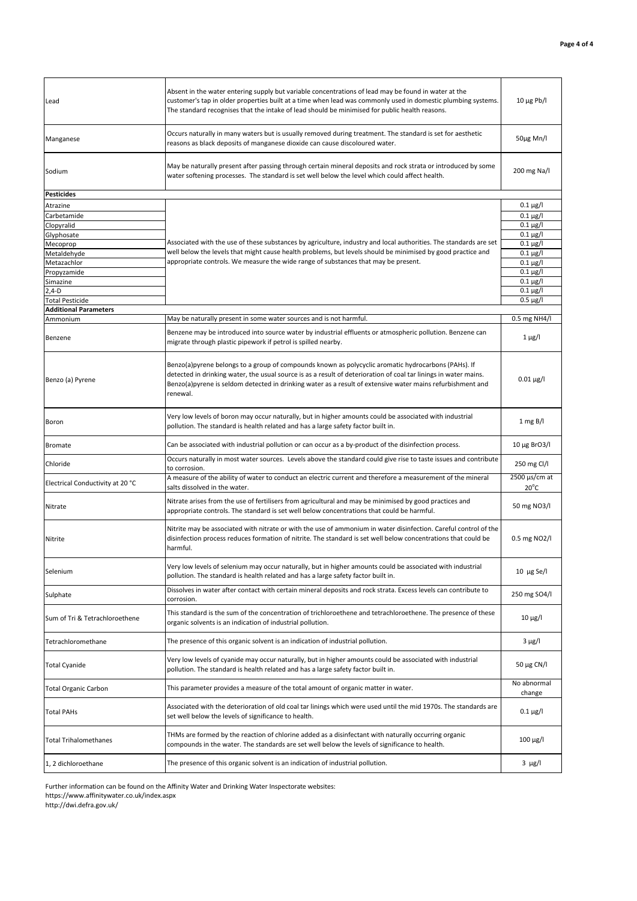| | | |
|---|---|---|
| Lead | Absent in the water entering supply but variable concentrations of lead may be found in water at the customer's tap in older properties built at a time when lead was commonly used in domestic plumbing systems. The standard recognises that the intake of lead should be minimised for public health reasons. | 10 µg Pb/l |
| Manganese | Occurs naturally in many waters but is usually removed during treatment. The standard is set for aesthetic reasons as black deposits of manganese dioxide can cause discoloured water. | 50µg Mn/l |
| Sodium | May be naturally present after passing through certain mineral deposits and rock strata or introduced by some water softening processes. The standard is set well below the level which could affect health. | 200 mg Na/l |
| **Pesticides** | | |
| Atrazine | Associated with the use of these substances by agriculture, industry and local authorities. The standards are set well below the levels that might cause health problems, but levels should be minimised by good practice and appropriate controls. We measure the wide range of substances that may be present. | 0.1 µg/l |
| Carbetamide | | 0.1 µg/l |
| Clopyralid | | 0.1 µg/l |
| Glyphosate | | 0.1 µg/l |
| Mecoprop | | 0.1 µg/l |
| Metaldehyde | | 0.1 µg/l |
| Metazachlor | | 0.1 µg/l |
| Propyzamide | | 0.1 µg/l |
| Simazine | | 0.1 µg/l |
| 2,4-D | | 0.1 µg/l |
| Total Pesticide | | 0.5 µg/l |
| **Additional Parameters** | | |
| Ammonium | May be naturally present in some water sources and is not harmful. | 0.5 mg NH4/l |
| Benzene | Benzene may be introduced into source water by industrial effluents or atmospheric pollution. Benzene can migrate through plastic pipework if petrol is spilled nearby. | 1 µg/l |
| Benzo (a) Pyrene | Benzo(a)pyrene belongs to a group of compounds known as polycyclic aromatic hydrocarbons (PAHs). If detected in drinking water, the usual source is as a result of deterioration of coal tar linings in water mains. Benzo(a)pyrene is seldom detected in drinking water as a result of extensive water mains refurbishment and renewal. | 0.01 µg/l |
| Boron | Very low levels of boron may occur naturally, but in higher amounts could be associated with industrial pollution. The standard is health related and has a large safety factor built in. | 1 mg B/l |
| Bromate | Can be associated with industrial pollution or can occur as a by-product of the disinfection process. | 10 µg BrO3/l |
| Chloride | Occurs naturally in most water sources. Levels above the standard could give rise to taste issues and contribute to corrosion. | 250 mg Cl/l |
| Electrical Conductivity at 20 °C | A measure of the ability of water to conduct an electric current and therefore a measurement of the mineral salts dissolved in the water. | 2500 µs/cm at 20°C |
| Nitrate | Nitrate arises from the use of fertilisers from agricultural and may be minimised by good practices and appropriate controls. The standard is set well below concentrations that could be harmful. | 50 mg NO3/l |
| Nitrite | Nitrite may be associated with nitrate or with the use of ammonium in water disinfection. Careful control of the disinfection process reduces formation of nitrite. The standard is set well below concentrations that could be harmful. | 0.5 mg NO2/l |
| Selenium | Very low levels of selenium may occur naturally, but in higher amounts could be associated with industrial pollution. The standard is health related and has a large safety factor built in. | 10 µg Se/l |
| Sulphate | Dissolves in water after contact with certain mineral deposits and rock strata. Excess levels can contribute to corrosion. | 250 mg SO4/l |
| Sum of Tri & Tetrachloroethene | This standard is the sum of the concentration of trichloroethene and tetrachloroethene. The presence of these organic solvents is an indication of industrial pollution. | 10 µg/l |
| Tetrachloromethane | The presence of this organic solvent is an indication of industrial pollution. | 3 µg/l |
| Total Cyanide | Very low levels of cyanide may occur naturally, but in higher amounts could be associated with industrial pollution. The standard is health related and has a large safety factor built in. | 50 µg CN/l |
| Total Organic Carbon | This parameter provides a measure of the total amount of organic matter in water. | No abnormal change |
| Total PAHs | Associated with the deterioration of old coal tar linings which were used until the mid 1970s. The standards are set well below the levels of significance to health. | 0.1 µg/l |
| Total Trihalomethanes | THMs are formed by the reaction of chlorine added as a disinfectant with naturally occurring organic compounds in the water. The standards are set well below the levels of significance to health. | 100 µg/l |
| 1, 2 dichloroethane | The presence of this organic solvent is an indication of industrial pollution. | 3 µg/l |

Further information can be found on the Affinity Water and Drinking Water Inspectorate websites:
https://www.affinitywater.co.uk/index.aspx
http://dwi.defra.gov.uk/